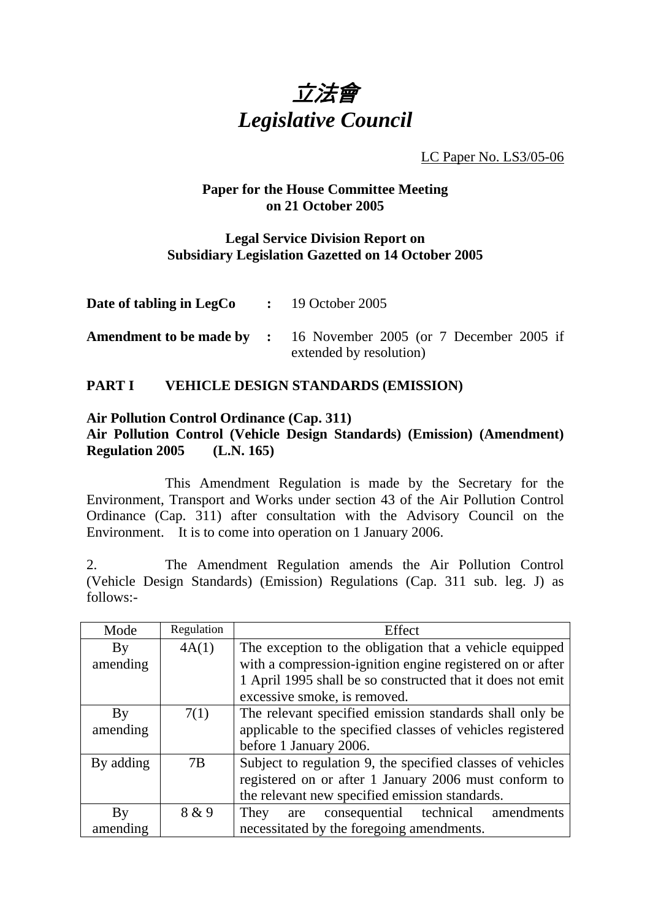# *立法會*
# *Legislative Council*

LC Paper No. LS3/05-06

**Paper for the House Committee Meeting on 21 October 2005**

**Legal Service Division Report on Subsidiary Legislation Gazetted on 14 October 2005**

**Date of tabling in LegCo :** 19 October 2005

**Amendment to be made by :** 16 November 2005 (or 7 December 2005 if extended by resolution)

## PART I VEHICLE DESIGN STANDARDS (EMISSION)

**Air Pollution Control Ordinance (Cap. 311)**
**Air Pollution Control (Vehicle Design Standards) (Emission) (Amendment) Regulation 2005 (L.N. 165)**

This Amendment Regulation is made by the Secretary for the Environment, Transport and Works under section 43 of the Air Pollution Control Ordinance (Cap. 311) after consultation with the Advisory Council on the Environment. It is to come into operation on 1 January 2006.

2. The Amendment Regulation amends the Air Pollution Control (Vehicle Design Standards) (Emission) Regulations (Cap. 311 sub. leg. J) as follows:-

| Mode | Regulation | Effect |
|---|---|---|
| By amending | 4A(1) | The exception to the obligation that a vehicle equipped with a compression-ignition engine registered on or after 1 April 1995 shall be so constructed that it does not emit excessive smoke, is removed. |
| By amending | 7(1) | The relevant specified emission standards shall only be applicable to the specified classes of vehicles registered before 1 January 2006. |
| By adding | 7B | Subject to regulation 9, the specified classes of vehicles registered on or after 1 January 2006 must conform to the relevant new specified emission standards. |
| By amending | 8 & 9 | They are consequential technical amendments necessitated by the foregoing amendments. |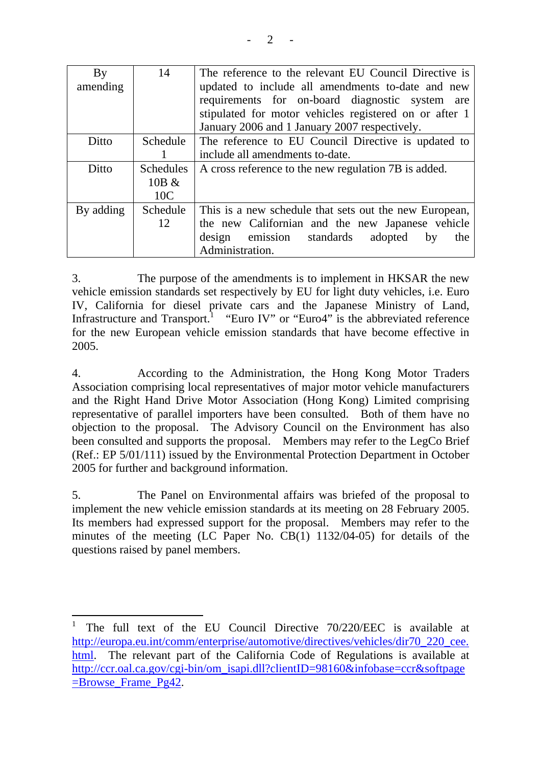| By amending | 14 | The reference to the relevant EU Council Directive is updated to include all amendments to-date and new requirements for on-board diagnostic system are stipulated for motor vehicles registered on or after 1 January 2006 and 1 January 2007 respectively. |
|---|---|---|
| Ditto | Schedule 1 | The reference to EU Council Directive is updated to include all amendments to-date. |
| Ditto | Schedules 10B & 10C | A cross reference to the new regulation 7B is added. |
| By adding | Schedule 12 | This is a new schedule that sets out the new European, the new Californian and the new Japanese vehicle design emission standards adopted by the Administration. |

3. The purpose of the amendments is to implement in HKSAR the new vehicle emission standards set respectively by EU for light duty vehicles, i.e. Euro IV, California for diesel private cars and the Japanese Ministry of Land, Infrastructure and Transport.[1] "Euro IV" or "Euro4" is the abbreviated reference for the new European vehicle emission standards that have become effective in 2005.

4. According to the Administration, the Hong Kong Motor Traders Association comprising local representatives of major motor vehicle manufacturers and the Right Hand Drive Motor Association (Hong Kong) Limited comprising representative of parallel importers have been consulted. Both of them have no objection to the proposal. The Advisory Council on the Environment has also been consulted and supports the proposal. Members may refer to the LegCo Brief (Ref.: EP 5/01/111) issued by the Environmental Protection Department in October 2005 for further and background information.

5. The Panel on Environmental affairs was briefed of the proposal to implement the new vehicle emission standards at its meeting on 28 February 2005. Its members had expressed support for the proposal. Members may refer to the minutes of the meeting (LC Paper No. CB(1) 1132/04-05) for details of the questions raised by panel members.

---

[1] The full text of the EU Council Directive 70/220/EEC is available at http://europa.eu.int/comm/enterprise/automotive/directives/vehicles/dir70_220_cee.html. The relevant part of the California Code of Regulations is available at http://ccr.oal.ca.gov/cgi-bin/om_isapi.dll?clientID=98160&infobase=ccr&softpage=Browse_Frame_Pg42.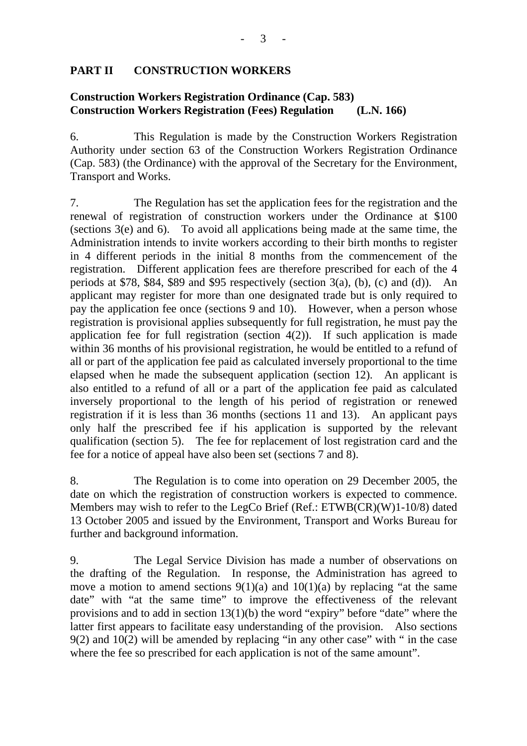## PART II CONSTRUCTION WORKERS

### Construction Workers Registration Ordinance (Cap. 583)
### Construction Workers Registration (Fees) Regulation (L.N. 166)

6. This Regulation is made by the Construction Workers Registration Authority under section 63 of the Construction Workers Registration Ordinance (Cap. 583) (the Ordinance) with the approval of the Secretary for the Environment, Transport and Works.

7. The Regulation has set the application fees for the registration and the renewal of registration of construction workers under the Ordinance at $100 (sections 3(e) and 6). To avoid all applications being made at the same time, the Administration intends to invite workers according to their birth months to register in 4 different periods in the initial 8 months from the commencement of the registration. Different application fees are therefore prescribed for each of the 4 periods at $78, $84, $89 and $95 respectively (section 3(a), (b), (c) and (d)). An applicant may register for more than one designated trade but is only required to pay the application fee once (sections 9 and 10). However, when a person whose registration is provisional applies subsequently for full registration, he must pay the application fee for full registration (section 4(2)). If such application is made within 36 months of his provisional registration, he would be entitled to a refund of all or part of the application fee paid as calculated inversely proportional to the time elapsed when he made the subsequent application (section 12). An applicant is also entitled to a refund of all or a part of the application fee paid as calculated inversely proportional to the length of his period of registration or renewed registration if it is less than 36 months (sections 11 and 13). An applicant pays only half the prescribed fee if his application is supported by the relevant qualification (section 5). The fee for replacement of lost registration card and the fee for a notice of appeal have also been set (sections 7 and 8).

8. The Regulation is to come into operation on 29 December 2005, the date on which the registration of construction workers is expected to commence. Members may wish to refer to the LegCo Brief (Ref.: ETWB(CR)(W)1-10/8) dated 13 October 2005 and issued by the Environment, Transport and Works Bureau for further and background information.

9. The Legal Service Division has made a number of observations on the drafting of the Regulation. In response, the Administration has agreed to move a motion to amend sections 9(1)(a) and 10(1)(a) by replacing "at the same date" with "at the same time" to improve the effectiveness of the relevant provisions and to add in section 13(1)(b) the word "expiry" before "date" where the latter first appears to facilitate easy understanding of the provision. Also sections 9(2) and 10(2) will be amended by replacing "in any other case" with " in the case where the fee so prescribed for each application is not of the same amount".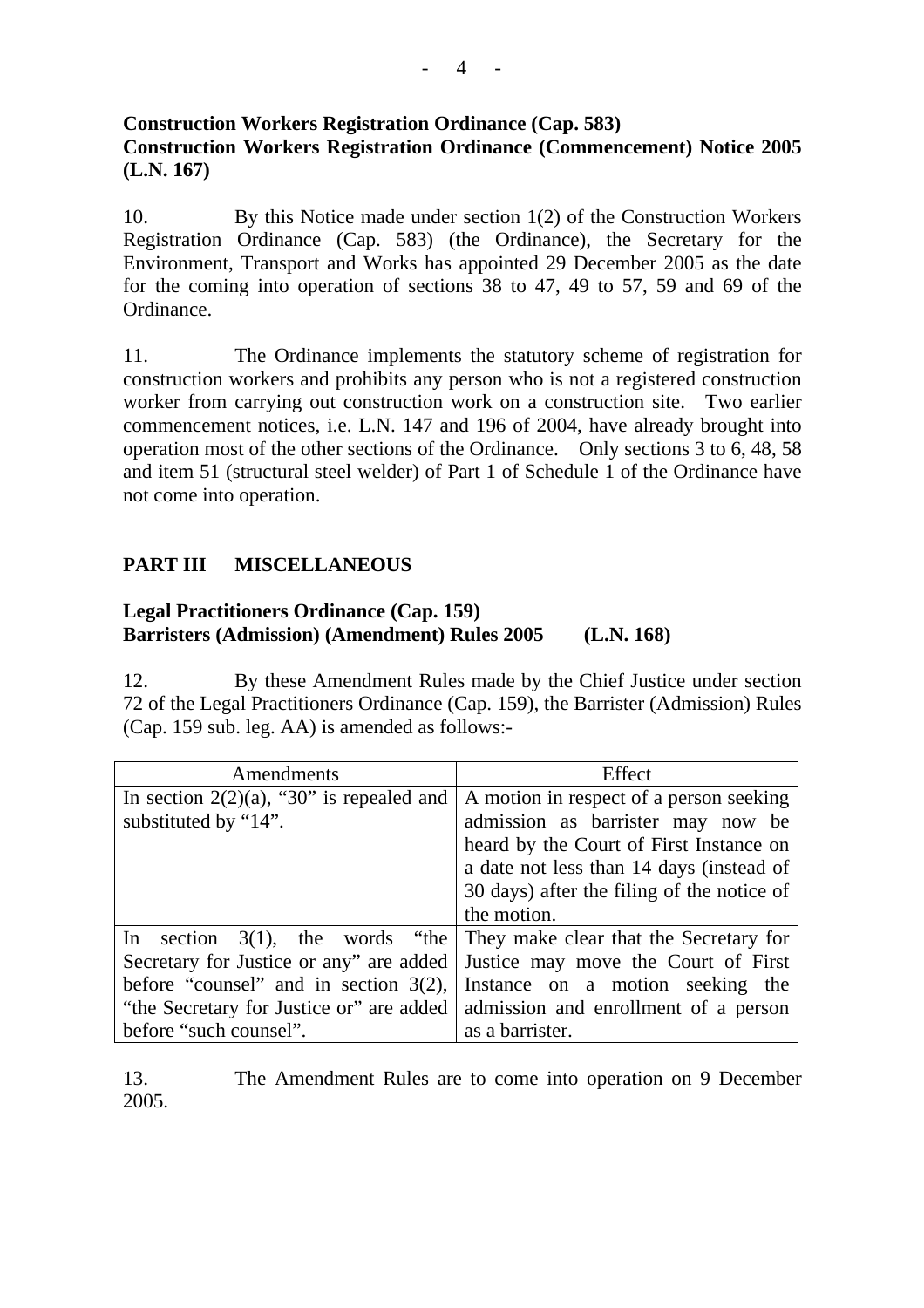**Construction Workers Registration Ordinance (Cap. 583)**
**Construction Workers Registration Ordinance (Commencement) Notice 2005 (L.N. 167)**

10. By this Notice made under section 1(2) of the Construction Workers Registration Ordinance (Cap. 583) (the Ordinance), the Secretary for the Environment, Transport and Works has appointed 29 December 2005 as the date for the coming into operation of sections 38 to 47, 49 to 57, 59 and 69 of the Ordinance.

11. The Ordinance implements the statutory scheme of registration for construction workers and prohibits any person who is not a registered construction worker from carrying out construction work on a construction site. Two earlier commencement notices, i.e. L.N. 147 and 196 of 2004, have already brought into operation most of the other sections of the Ordinance. Only sections 3 to 6, 48, 58 and item 51 (structural steel welder) of Part 1 of Schedule 1 of the Ordinance have not come into operation.

## PART III MISCELLANEOUS

**Legal Practitioners Ordinance (Cap. 159)**
**Barristers (Admission) (Amendment) Rules 2005 (L.N. 168)**

12. By these Amendment Rules made by the Chief Justice under section 72 of the Legal Practitioners Ordinance (Cap. 159), the Barrister (Admission) Rules (Cap. 159 sub. leg. AA) is amended as follows:-

| Amendments | Effect |
|---|---|
| In section 2(2)(a), "30" is repealed and substituted by "14". | A motion in respect of a person seeking admission as barrister may now be heard by the Court of First Instance on a date not less than 14 days (instead of 30 days) after the filing of the notice of the motion. |
| In section 3(1), the words "the Secretary for Justice or any" are added before "counsel" and in section 3(2), "the Secretary for Justice or" are added before "such counsel". | They make clear that the Secretary for Justice may move the Court of First Instance on a motion seeking the admission and enrollment of a person as a barrister. |

13. The Amendment Rules are to come into operation on 9 December 2005.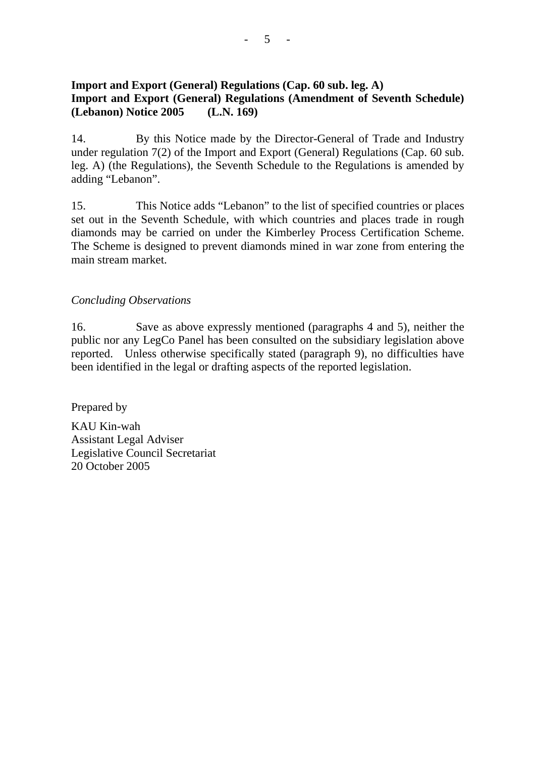**Import and Export (General) Regulations (Cap. 60 sub. leg. A)**
**Import and Export (General) Regulations (Amendment of Seventh Schedule) (Lebanon) Notice 2005 (L.N. 169)**

14. By this Notice made by the Director-General of Trade and Industry under regulation 7(2) of the Import and Export (General) Regulations (Cap. 60 sub. leg. A) (the Regulations), the Seventh Schedule to the Regulations is amended by adding "Lebanon".

15. This Notice adds "Lebanon" to the list of specified countries or places set out in the Seventh Schedule, with which countries and places trade in rough diamonds may be carried on under the Kimberley Process Certification Scheme. The Scheme is designed to prevent diamonds mined in war zone from entering the main stream market.

*Concluding Observations*

16. Save as above expressly mentioned (paragraphs 4 and 5), neither the public nor any LegCo Panel has been consulted on the subsidiary legislation above reported. Unless otherwise specifically stated (paragraph 9), no difficulties have been identified in the legal or drafting aspects of the reported legislation.

Prepared by

KAU Kin-wah
Assistant Legal Adviser
Legislative Council Secretariat
20 October 2005